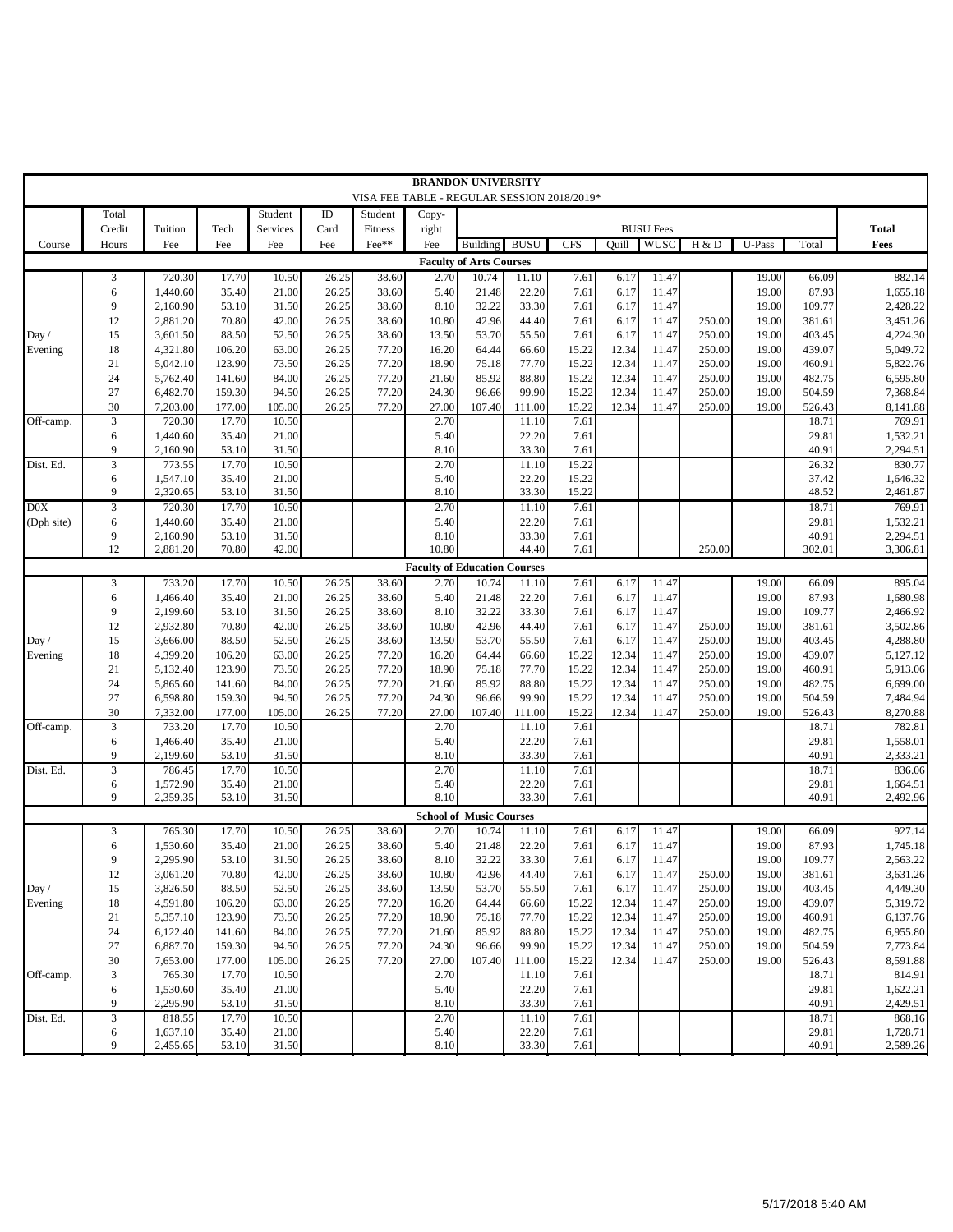# BRANDON UNIVERSITY

## VISA FEE TABLE - REGULAR SESSION 2018/2019*

| Course | Total Credit Hours | Tuition Fee | Tech Fee | Student Services Fee | ID Card Fee | Student Fitness Fee** | Copy-right Fee | BUSU Fees: Building | BUSU | CFS | Quill | WUSC | H & D | U-Pass | Total | Total Fees |
|---|---|---|---|---|---|---|---|---|---|---|---|---|---|---|---|---|
| **Faculty of Arts Courses** | | | | | | | | | | | | | | | | |
| Day / Evening | 3 | 720.30 | 17.70 | 10.50 | 26.25 | 38.60 | 2.70 | 10.74 | 11.10 | 7.61 | 6.17 | 11.47 | | 19.00 | 66.09 | 882.14 |
| | 6 | 1,440.60 | 35.40 | 21.00 | 26.25 | 38.60 | 5.40 | 21.48 | 22.20 | 7.61 | 6.17 | 11.47 | | 19.00 | 87.93 | 1,655.18 |
| | 9 | 2,160.90 | 53.10 | 31.50 | 26.25 | 38.60 | 8.10 | 32.22 | 33.30 | 7.61 | 6.17 | 11.47 | | 19.00 | 109.77 | 2,428.22 |
| | 12 | 2,881.20 | 70.80 | 42.00 | 26.25 | 38.60 | 10.80 | 42.96 | 44.40 | 7.61 | 6.17 | 11.47 | 250.00 | 19.00 | 381.61 | 3,451.26 |
| | 15 | 3,601.50 | 88.50 | 52.50 | 26.25 | 38.60 | 13.50 | 53.70 | 55.50 | 7.61 | 6.17 | 11.47 | 250.00 | 19.00 | 403.45 | 4,224.30 |
| | 18 | 4,321.80 | 106.20 | 63.00 | 26.25 | 77.20 | 16.20 | 64.44 | 66.60 | 15.22 | 12.34 | 11.47 | 250.00 | 19.00 | 439.07 | 5,049.72 |
| | 21 | 5,042.10 | 123.90 | 73.50 | 26.25 | 77.20 | 18.90 | 75.18 | 77.70 | 15.22 | 12.34 | 11.47 | 250.00 | 19.00 | 460.91 | 5,822.76 |
| | 24 | 5,762.40 | 141.60 | 84.00 | 26.25 | 77.20 | 21.60 | 85.92 | 88.80 | 15.22 | 12.34 | 11.47 | 250.00 | 19.00 | 482.75 | 6,595.80 |
| | 27 | 6,482.70 | 159.30 | 94.50 | 26.25 | 77.20 | 24.30 | 96.66 | 99.90 | 15.22 | 12.34 | 11.47 | 250.00 | 19.00 | 504.59 | 7,368.84 |
| | 30 | 7,203.00 | 177.00 | 105.00 | 26.25 | 77.20 | 27.00 | 107.40 | 111.00 | 15.22 | 12.34 | 11.47 | 250.00 | 19.00 | 526.43 | 8,141.88 |
| Off-camp. | 3 | 720.30 | 17.70 | 10.50 | | | 2.70 | | 11.10 | 7.61 | | | | | 18.71 | 769.91 |
| | 6 | 1,440.60 | 35.40 | 21.00 | | | 5.40 | | 22.20 | 7.61 | | | | | 29.81 | 1,532.21 |
| | 9 | 2,160.90 | 53.10 | 31.50 | | | 8.10 | | 33.30 | 7.61 | | | | | 40.91 | 2,294.51 |
| Dist. Ed. | 3 | 773.55 | 17.70 | 10.50 | | | 2.70 | | 11.10 | 15.22 | | | | | 26.32 | 830.77 |
| | 6 | 1,547.10 | 35.40 | 21.00 | | | 5.40 | | 22.20 | 15.22 | | | | | 37.42 | 1,646.32 |
| | 9 | 2,320.65 | 53.10 | 31.50 | | | 8.10 | | 33.30 | 15.22 | | | | | 48.52 | 2,461.87 |
| D0X (Dph site) | 3 | 720.30 | 17.70 | 10.50 | | | 2.70 | | 11.10 | 7.61 | | | | | 18.71 | 769.91 |
| | 6 | 1,440.60 | 35.40 | 21.00 | | | 5.40 | | 22.20 | 7.61 | | | | | 29.81 | 1,532.21 |
| | 9 | 2,160.90 | 53.10 | 31.50 | | | 8.10 | | 33.30 | 7.61 | | | | | 40.91 | 2,294.51 |
| | 12 | 2,881.20 | 70.80 | 42.00 | | | 10.80 | | 44.40 | 7.61 | | | 250.00 | | 302.01 | 3,306.81 |
| **Faculty of Education Courses** | | | | | | | | | | | | | | | | |
| Day / Evening | 3 | 733.20 | 17.70 | 10.50 | 26.25 | 38.60 | 2.70 | 10.74 | 11.10 | 7.61 | 6.17 | 11.47 | | 19.00 | 66.09 | 895.04 |
| | 6 | 1,466.40 | 35.40 | 21.00 | 26.25 | 38.60 | 5.40 | 21.48 | 22.20 | 7.61 | 6.17 | 11.47 | | 19.00 | 87.93 | 1,680.98 |
| | 9 | 2,199.60 | 53.10 | 31.50 | 26.25 | 38.60 | 8.10 | 32.22 | 33.30 | 7.61 | 6.17 | 11.47 | | 19.00 | 109.77 | 2,466.92 |
| | 12 | 2,932.80 | 70.80 | 42.00 | 26.25 | 38.60 | 10.80 | 42.96 | 44.40 | 7.61 | 6.17 | 11.47 | 250.00 | 19.00 | 381.61 | 3,502.86 |
| | 15 | 3,666.00 | 88.50 | 52.50 | 26.25 | 38.60 | 13.50 | 53.70 | 55.50 | 7.61 | 6.17 | 11.47 | 250.00 | 19.00 | 403.45 | 4,288.80 |
| | 18 | 4,399.20 | 106.20 | 63.00 | 26.25 | 77.20 | 16.20 | 64.44 | 66.60 | 15.22 | 12.34 | 11.47 | 250.00 | 19.00 | 439.07 | 5,127.12 |
| | 21 | 5,132.40 | 123.90 | 73.50 | 26.25 | 77.20 | 18.90 | 75.18 | 77.70 | 15.22 | 12.34 | 11.47 | 250.00 | 19.00 | 460.91 | 5,913.06 |
| | 24 | 5,865.60 | 141.60 | 84.00 | 26.25 | 77.20 | 21.60 | 85.92 | 88.80 | 15.22 | 12.34 | 11.47 | 250.00 | 19.00 | 482.75 | 6,699.00 |
| | 27 | 6,598.80 | 159.30 | 94.50 | 26.25 | 77.20 | 24.30 | 96.66 | 99.90 | 15.22 | 12.34 | 11.47 | 250.00 | 19.00 | 504.59 | 7,484.94 |
| | 30 | 7,332.00 | 177.00 | 105.00 | 26.25 | 77.20 | 27.00 | 107.40 | 111.00 | 15.22 | 12.34 | 11.47 | 250.00 | 19.00 | 526.43 | 8,270.88 |
| Off-camp. | 3 | 733.20 | 17.70 | 10.50 | | | 2.70 | | 11.10 | 7.61 | | | | | 18.71 | 782.81 |
| | 6 | 1,466.40 | 35.40 | 21.00 | | | 5.40 | | 22.20 | 7.61 | | | | | 29.81 | 1,558.01 |
| | 9 | 2,199.60 | 53.10 | 31.50 | | | 8.10 | | 33.30 | 7.61 | | | | | 40.91 | 2,333.21 |
| Dist. Ed. | 3 | 786.45 | 17.70 | 10.50 | | | 2.70 | | 11.10 | 7.61 | | | | | 18.71 | 836.06 |
| | 6 | 1,572.90 | 35.40 | 21.00 | | | 5.40 | | 22.20 | 7.61 | | | | | 29.81 | 1,664.51 |
| | 9 | 2,359.35 | 53.10 | 31.50 | | | 8.10 | | 33.30 | 7.61 | | | | | 40.91 | 2,492.96 |
| **School of Music Courses** | | | | | | | | | | | | | | | | |
| Day / Evening | 3 | 765.30 | 17.70 | 10.50 | 26.25 | 38.60 | 2.70 | 10.74 | 11.10 | 7.61 | 6.17 | 11.47 | | 19.00 | 66.09 | 927.14 |
| | 6 | 1,530.60 | 35.40 | 21.00 | 26.25 | 38.60 | 5.40 | 21.48 | 22.20 | 7.61 | 6.17 | 11.47 | | 19.00 | 87.93 | 1,745.18 |
| | 9 | 2,295.90 | 53.10 | 31.50 | 26.25 | 38.60 | 8.10 | 32.22 | 33.30 | 7.61 | 6.17 | 11.47 | | 19.00 | 109.77 | 2,563.22 |
| | 12 | 3,061.20 | 70.80 | 42.00 | 26.25 | 38.60 | 10.80 | 42.96 | 44.40 | 7.61 | 6.17 | 11.47 | 250.00 | 19.00 | 381.61 | 3,631.26 |
| | 15 | 3,826.50 | 88.50 | 52.50 | 26.25 | 38.60 | 13.50 | 53.70 | 55.50 | 7.61 | 6.17 | 11.47 | 250.00 | 19.00 | 403.45 | 4,449.30 |
| | 18 | 4,591.80 | 106.20 | 63.00 | 26.25 | 77.20 | 16.20 | 64.44 | 66.60 | 15.22 | 12.34 | 11.47 | 250.00 | 19.00 | 439.07 | 5,319.72 |
| | 21 | 5,357.10 | 123.90 | 73.50 | 26.25 | 77.20 | 18.90 | 75.18 | 77.70 | 15.22 | 12.34 | 11.47 | 250.00 | 19.00 | 460.91 | 6,137.76 |
| | 24 | 6,122.40 | 141.60 | 84.00 | 26.25 | 77.20 | 21.60 | 85.92 | 88.80 | 15.22 | 12.34 | 11.47 | 250.00 | 19.00 | 482.75 | 6,955.80 |
| | 27 | 6,887.70 | 159.30 | 94.50 | 26.25 | 77.20 | 24.30 | 96.66 | 99.90 | 15.22 | 12.34 | 11.47 | 250.00 | 19.00 | 504.59 | 7,773.84 |
| | 30 | 7,653.00 | 177.00 | 105.00 | 26.25 | 77.20 | 27.00 | 107.40 | 111.00 | 15.22 | 12.34 | 11.47 | 250.00 | 19.00 | 526.43 | 8,591.88 |
| Off-camp. | 3 | 765.30 | 17.70 | 10.50 | | | 2.70 | | 11.10 | 7.61 | | | | | 18.71 | 814.91 |
| | 6 | 1,530.60 | 35.40 | 21.00 | | | 5.40 | | 22.20 | 7.61 | | | | | 29.81 | 1,622.21 |
| | 9 | 2,295.90 | 53.10 | 31.50 | | | 8.10 | | 33.30 | 7.61 | | | | | 40.91 | 2,429.51 |
| Dist. Ed. | 3 | 818.55 | 17.70 | 10.50 | | | 2.70 | | 11.10 | 7.61 | | | | | 18.71 | 868.16 |
| | 6 | 1,637.10 | 35.40 | 21.00 | | | 5.40 | | 22.20 | 7.61 | | | | | 29.81 | 1,728.71 |
| | 9 | 2,455.65 | 53.10 | 31.50 | | | 8.10 | | 33.30 | 7.61 | | | | | 40.91 | 2,589.26 |

5/17/2018 5:40 AM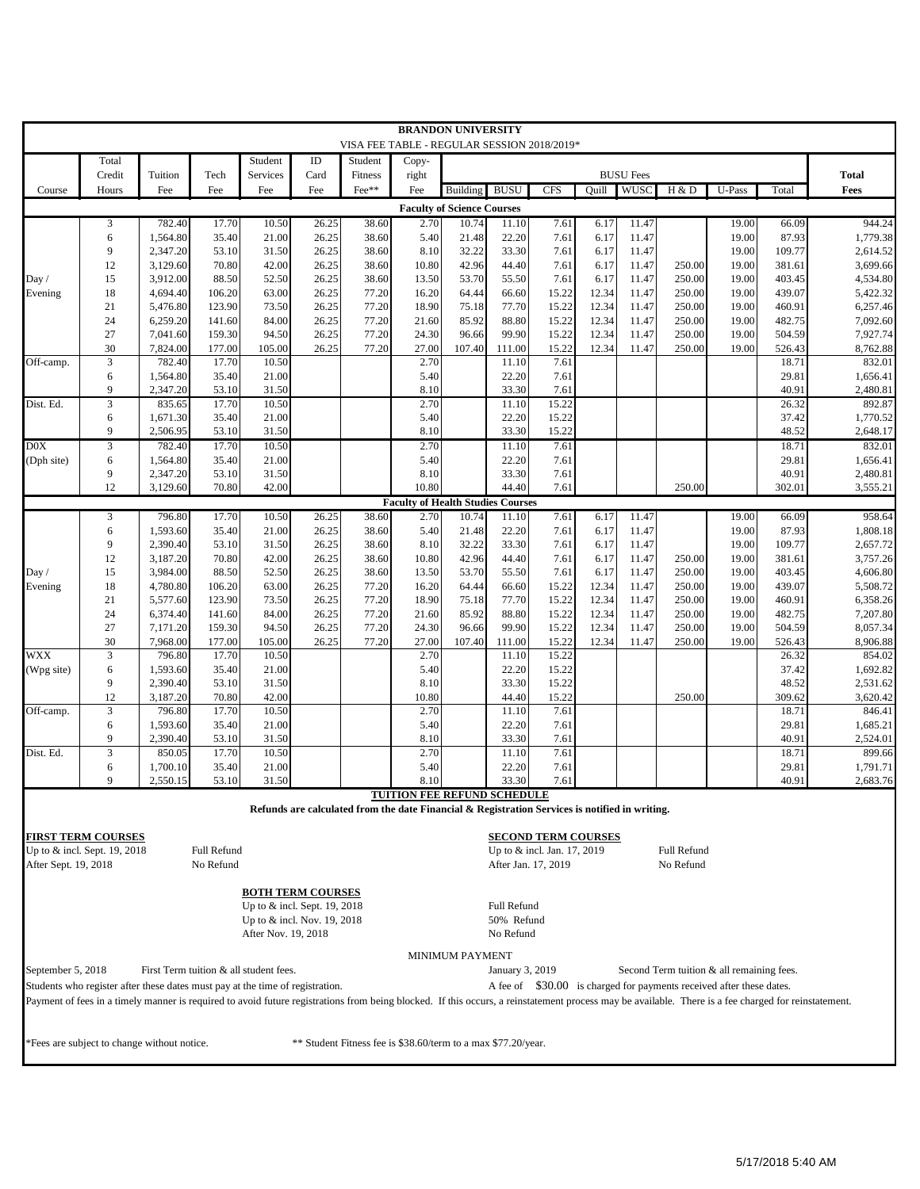# BRANDON UNIVERSITY

VISA FEE TABLE - REGULAR SESSION 2018/2019*

| Course | Total Credit Hours | Tuition Fee | Tech Fee | Student Services Fee | ID Card Fee | Student Fitness Fee** | Copy-right Fee | BUSU Fees: Building | BUSU | CFS | Quill | WUSC | H & D | U-Pass | Total | Total Fees |
|---|---|---|---|---|---|---|---|---|---|---|---|---|---|---|---|---|
| **Faculty of Science Courses** | | | | | | | | | | | | | | | | |
| Day / Evening | 3 | 782.40 | 17.70 | 10.50 | 26.25 | 38.60 | 2.70 | 10.74 | 11.10 | 7.61 | 6.17 | 11.47 | | 19.00 | 66.09 | 944.24 |
| | 6 | 1,564.80 | 35.40 | 21.00 | 26.25 | 38.60 | 5.40 | 21.48 | 22.20 | 7.61 | 6.17 | 11.47 | | 19.00 | 87.93 | 1,779.38 |
| | 9 | 2,347.20 | 53.10 | 31.50 | 26.25 | 38.60 | 8.10 | 32.22 | 33.30 | 7.61 | 6.17 | 11.47 | | 19.00 | 109.77 | 2,614.52 |
| | 12 | 3,129.60 | 70.80 | 42.00 | 26.25 | 38.60 | 10.80 | 42.96 | 44.40 | 7.61 | 6.17 | 11.47 | 250.00 | 19.00 | 381.61 | 3,699.66 |
| | 15 | 3,912.00 | 88.50 | 52.50 | 26.25 | 38.60 | 13.50 | 53.70 | 55.50 | 7.61 | 6.17 | 11.47 | 250.00 | 19.00 | 403.45 | 4,534.80 |
| | 18 | 4,694.40 | 106.20 | 63.00 | 26.25 | 77.20 | 16.20 | 64.44 | 66.60 | 15.22 | 12.34 | 11.47 | 250.00 | 19.00 | 439.07 | 5,422.32 |
| | 21 | 5,476.80 | 123.90 | 73.50 | 26.25 | 77.20 | 18.90 | 75.18 | 77.70 | 15.22 | 12.34 | 11.47 | 250.00 | 19.00 | 460.91 | 6,257.46 |
| | 24 | 6,259.20 | 141.60 | 84.00 | 26.25 | 77.20 | 21.60 | 85.92 | 88.80 | 15.22 | 12.34 | 11.47 | 250.00 | 19.00 | 482.75 | 7,092.60 |
| | 27 | 7,041.60 | 159.30 | 94.50 | 26.25 | 77.20 | 24.30 | 96.66 | 99.90 | 15.22 | 12.34 | 11.47 | 250.00 | 19.00 | 504.59 | 7,927.74 |
| | 30 | 7,824.00 | 177.00 | 105.00 | 26.25 | 77.20 | 27.00 | 107.40 | 111.00 | 15.22 | 12.34 | 11.47 | 250.00 | 19.00 | 526.43 | 8,762.88 |
| Off-camp. | 3 | 782.40 | 17.70 | 10.50 | | | 2.70 | | 11.10 | 7.61 | | | | | 18.71 | 832.01 |
| | 6 | 1,564.80 | 35.40 | 21.00 | | | 5.40 | | 22.20 | 7.61 | | | | | 29.81 | 1,656.41 |
| | 9 | 2,347.20 | 53.10 | 31.50 | | | 8.10 | | 33.30 | 7.61 | | | | | 40.91 | 2,480.81 |
| Dist. Ed. | 3 | 835.65 | 17.70 | 10.50 | | | 2.70 | | 11.10 | 15.22 | | | | | 26.32 | 892.87 |
| | 6 | 1,671.30 | 35.40 | 21.00 | | | 5.40 | | 22.20 | 15.22 | | | | | 37.42 | 1,770.52 |
| | 9 | 2,506.95 | 53.10 | 31.50 | | | 8.10 | | 33.30 | 15.22 | | | | | 48.52 | 2,648.17 |
| D0X (Dph site) | 3 | 782.40 | 17.70 | 10.50 | | | 2.70 | | 11.10 | 7.61 | | | | | 18.71 | 832.01 |
| | 6 | 1,564.80 | 35.40 | 21.00 | | | 5.40 | | 22.20 | 7.61 | | | | | 29.81 | 1,656.41 |
| | 9 | 2,347.20 | 53.10 | 31.50 | | | 8.10 | | 33.30 | 7.61 | | | | | 40.91 | 2,480.81 |
| | 12 | 3,129.60 | 70.80 | 42.00 | | | 10.80 | | 44.40 | 7.61 | | | 250.00 | | 302.01 | 3,555.21 |
| **Faculty of Health Studies Courses** | | | | | | | | | | | | | | | | |
| Day / Evening | 3 | 796.80 | 17.70 | 10.50 | 26.25 | 38.60 | 2.70 | 10.74 | 11.10 | 7.61 | 6.17 | 11.47 | | 19.00 | 66.09 | 958.64 |
| | 6 | 1,593.60 | 35.40 | 21.00 | 26.25 | 38.60 | 5.40 | 21.48 | 22.20 | 7.61 | 6.17 | 11.47 | | 19.00 | 87.93 | 1,808.18 |
| | 9 | 2,390.40 | 53.10 | 31.50 | 26.25 | 38.60 | 8.10 | 32.22 | 33.30 | 7.61 | 6.17 | 11.47 | | 19.00 | 109.77 | 2,657.72 |
| | 12 | 3,187.20 | 70.80 | 42.00 | 26.25 | 38.60 | 10.80 | 42.96 | 44.40 | 7.61 | 6.17 | 11.47 | 250.00 | 19.00 | 381.61 | 3,757.26 |
| | 15 | 3,984.00 | 88.50 | 52.50 | 26.25 | 38.60 | 13.50 | 53.70 | 55.50 | 7.61 | 6.17 | 11.47 | 250.00 | 19.00 | 403.45 | 4,606.80 |
| | 18 | 4,780.80 | 106.20 | 63.00 | 26.25 | 77.20 | 16.20 | 64.44 | 66.60 | 15.22 | 12.34 | 11.47 | 250.00 | 19.00 | 439.07 | 5,508.72 |
| | 21 | 5,577.60 | 123.90 | 73.50 | 26.25 | 77.20 | 18.90 | 75.18 | 77.70 | 15.22 | 12.34 | 11.47 | 250.00 | 19.00 | 460.91 | 6,358.26 |
| | 24 | 6,374.40 | 141.60 | 84.00 | 26.25 | 77.20 | 21.60 | 85.92 | 88.80 | 15.22 | 12.34 | 11.47 | 250.00 | 19.00 | 482.75 | 7,207.80 |
| | 27 | 7,171.20 | 159.30 | 94.50 | 26.25 | 77.20 | 24.30 | 96.66 | 99.90 | 15.22 | 12.34 | 11.47 | 250.00 | 19.00 | 504.59 | 8,057.34 |
| | 30 | 7,968.00 | 177.00 | 105.00 | 26.25 | 77.20 | 27.00 | 107.40 | 111.00 | 15.22 | 12.34 | 11.47 | 250.00 | 19.00 | 526.43 | 8,906.88 |
| WXX (Wpg site) | 3 | 796.80 | 17.70 | 10.50 | | | 2.70 | | 11.10 | 15.22 | | | | | 26.32 | 854.02 |
| | 6 | 1,593.60 | 35.40 | 21.00 | | | 5.40 | | 22.20 | 15.22 | | | | | 37.42 | 1,692.82 |
| | 9 | 2,390.40 | 53.10 | 31.50 | | | 8.10 | | 33.30 | 15.22 | | | | | 48.52 | 2,531.62 |
| | 12 | 3,187.20 | 70.80 | 42.00 | | | 10.80 | | 44.40 | 15.22 | | | 250.00 | | 309.62 | 3,620.42 |
| Off-camp. | 3 | 796.80 | 17.70 | 10.50 | | | 2.70 | | 11.10 | 7.61 | | | | | 18.71 | 846.41 |
| | 6 | 1,593.60 | 35.40 | 21.00 | | | 5.40 | | 22.20 | 7.61 | | | | | 29.81 | 1,685.21 |
| | 9 | 2,390.40 | 53.10 | 31.50 | | | 8.10 | | 33.30 | 7.61 | | | | | 40.91 | 2,524.01 |
| Dist. Ed. | 3 | 850.05 | 17.70 | 10.50 | | | 2.70 | | 11.10 | 7.61 | | | | | 18.71 | 899.66 |
| | 6 | 1,700.10 | 35.40 | 21.00 | | | 5.40 | | 22.20 | 7.61 | | | | | 29.81 | 1,791.71 |
| | 9 | 2,550.15 | 53.10 | 31.50 | | | 8.10 | | 33.30 | 7.61 | | | | | 40.91 | 2,683.76 |

## TUITION FEE REFUND SCHEDULE

**Refunds are calculated from the date Financial & Registration Services is notified in writing.**

**FIRST TERM COURSES**

Up to & incl. Sept. 19, 2018 — Full Refund
After Sept. 19, 2018 — No Refund

**SECOND TERM COURSES**

Up to & incl. Jan. 17, 2019 — Full Refund
After Jan. 17, 2019 — No Refund

**BOTH TERM COURSES**

Up to & incl. Sept. 19, 2018 — Full Refund
Up to & incl. Nov. 19, 2018 — 50% Refund
After Nov. 19, 2018 — No Refund

MINIMUM PAYMENT

September 5, 2018 — First Term tuition & all student fees.
January 3, 2019 — Second Term tuition & all remaining fees.

Students who register after these dates must pay at the time of registration.

A fee of $30.00 is charged for payments received after these dates.

Payment of fees in a timely manner is required to avoid future registrations from being blocked. If this occurs, a reinstatement process may be available. There is a fee charged for reinstatement.

*Fees are subject to change without notice.

** Student Fitness fee is $38.60/term to a max $77.20/year.

5/17/2018 5:40 AM